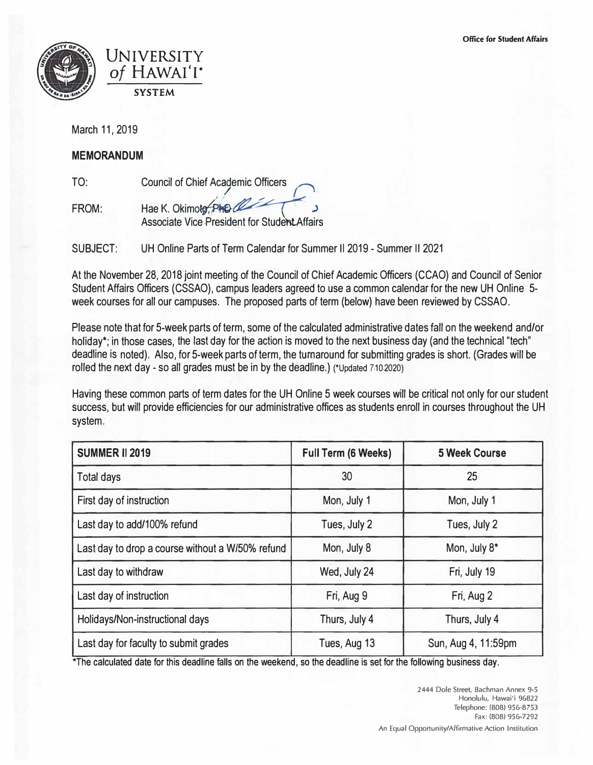Office for Student Affairs

UNIVERSITY of HAWAI'I
SYSTEM

March 11, 2019

**MEMORANDUM**

TO: Council of Chief Academic Officers

FROM: Hae K. Okimoto, PhD
Associate Vice President for Student Affairs

SUBJECT: UH Online Parts of Term Calendar for Summer II 2019 - Summer II 2021

At the November 28, 2018 joint meeting of the Council of Chief Academic Officers (CCAO) and Council of Senior Student Affairs Officers (CSSAO), campus leaders agreed to use a common calendar for the new UH Online 5-week courses for all our campuses. The proposed parts of term (below) have been reviewed by CSSAO.

Please note that for 5-week parts of term, some of the calculated administrative dates fall on the weekend and/or holiday*; in those cases, the last day for the action is moved to the next business day (and the technical "tech" deadline is noted). Also, for 5-week parts of term, the turnaround for submitting grades is short. (Grades will be rolled the next day - so all grades must be in by the deadline.) (*Updated 7.10.2020)

Having these common parts of term dates for the UH Online 5 week courses will be critical not only for our student success, but will provide efficiencies for our administrative offices as students enroll in courses throughout the UH system.

| **SUMMER II 2019** | **Full Term (6 Weeks)** | **5 Week Course** |
|---|---|---|
| Total days | 30 | 25 |
| First day of instruction | Mon, July 1 | Mon, July 1 |
| Last day to add/100% refund | Tues, July 2 | Tues, July 2 |
| Last day to drop a course without a W/50% refund | Mon, July 8 | Mon, July 8* |
| Last day to withdraw | Wed, July 24 | Fri, July 19 |
| Last day of instruction | Fri, Aug 9 | Fri, Aug 2 |
| Holidays/Non-instructional days | Thurs, July 4 | Thurs, July 4 |
| Last day for faculty to submit grades | Tues, Aug 13 | Sun, Aug 4, 11:59pm |

*The calculated date for this deadline falls on the weekend, so the deadline is set for the following business day.

2444 Dole Street, Bachman Annex 9-5
Honolulu, Hawai'i 96822
Telephone: (808) 956-8753
Fax: (808) 956-7292

An Equal Opportunity/Affirmative Action Institution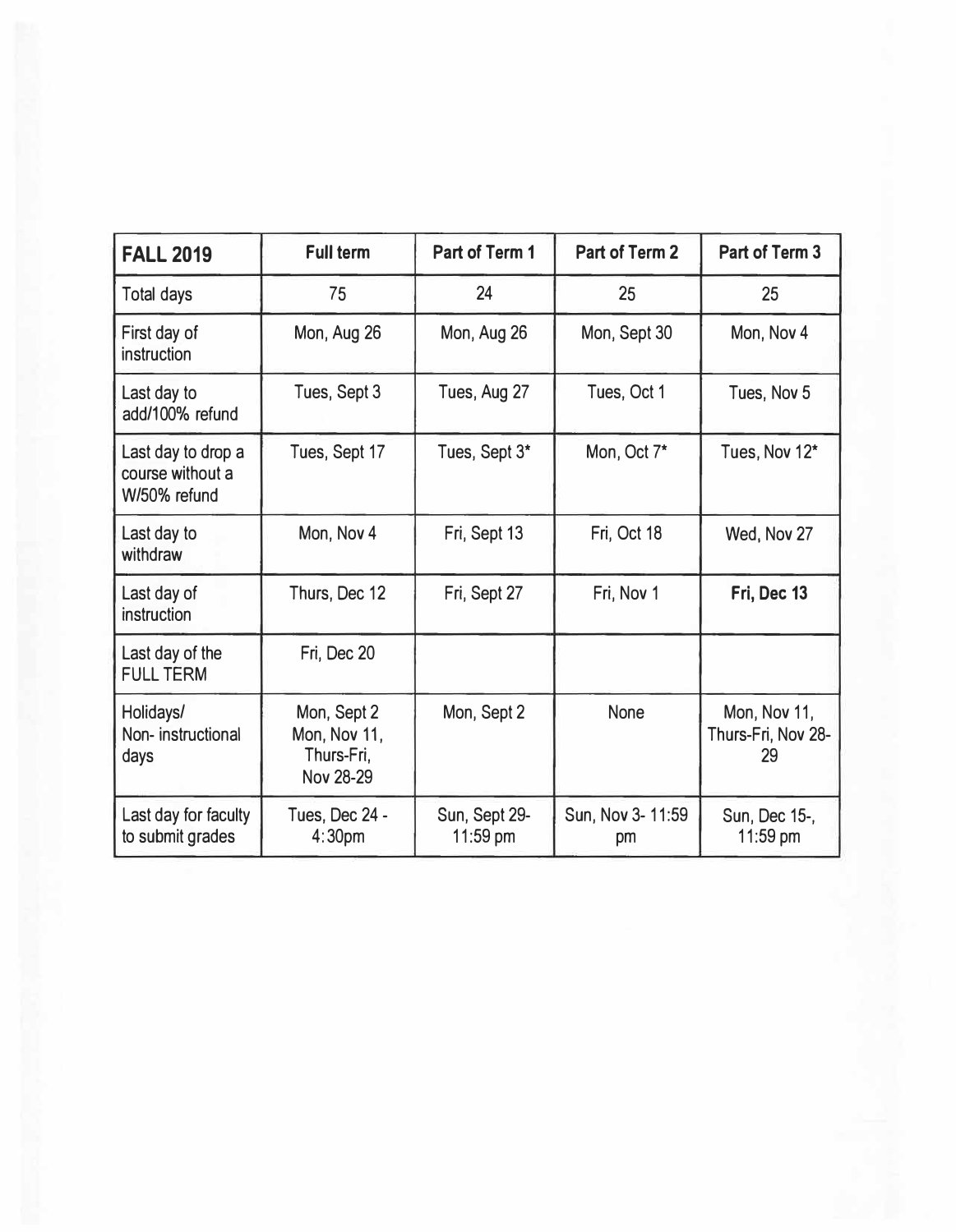| **FALL 2019** | **Full term** | **Part of Term 1** | **Part of Term 2** | **Part of Term 3** |
| --- | --- | --- | --- | --- |
| Total days | 75 | 24 | 25 | 25 |
| First day of instruction | Mon, Aug 26 | Mon, Aug 26 | Mon, Sept 30 | Mon, Nov 4 |
| Last day to add/100% refund | Tues, Sept 3 | Tues, Aug 27 | Tues, Oct 1 | Tues, Nov 5 |
| Last day to drop a course without a W/50% refund | Tues, Sept 17 | Tues, Sept 3* | Mon, Oct 7* | Tues, Nov 12* |
| Last day to withdraw | Mon, Nov 4 | Fri, Sept 13 | Fri, Oct 18 | Wed, Nov 27 |
| Last day of instruction | Thurs, Dec 12 | Fri, Sept 27 | Fri, Nov 1 | **Fri, Dec 13** |
| Last day of the FULL TERM | Fri, Dec 20 | | | |
| Holidays/ Non- instructional days | Mon, Sept 2 Mon, Nov 11, Thurs-Fri, Nov 28-29 | Mon, Sept 2 | None | Mon, Nov 11, Thurs-Fri, Nov 28-29 |
| Last day for faculty to submit grades | Tues, Dec 24 - 4:30pm | Sun, Sept 29- 11:59 pm | Sun, Nov 3- 11:59 pm | Sun, Dec 15-, 11:59 pm |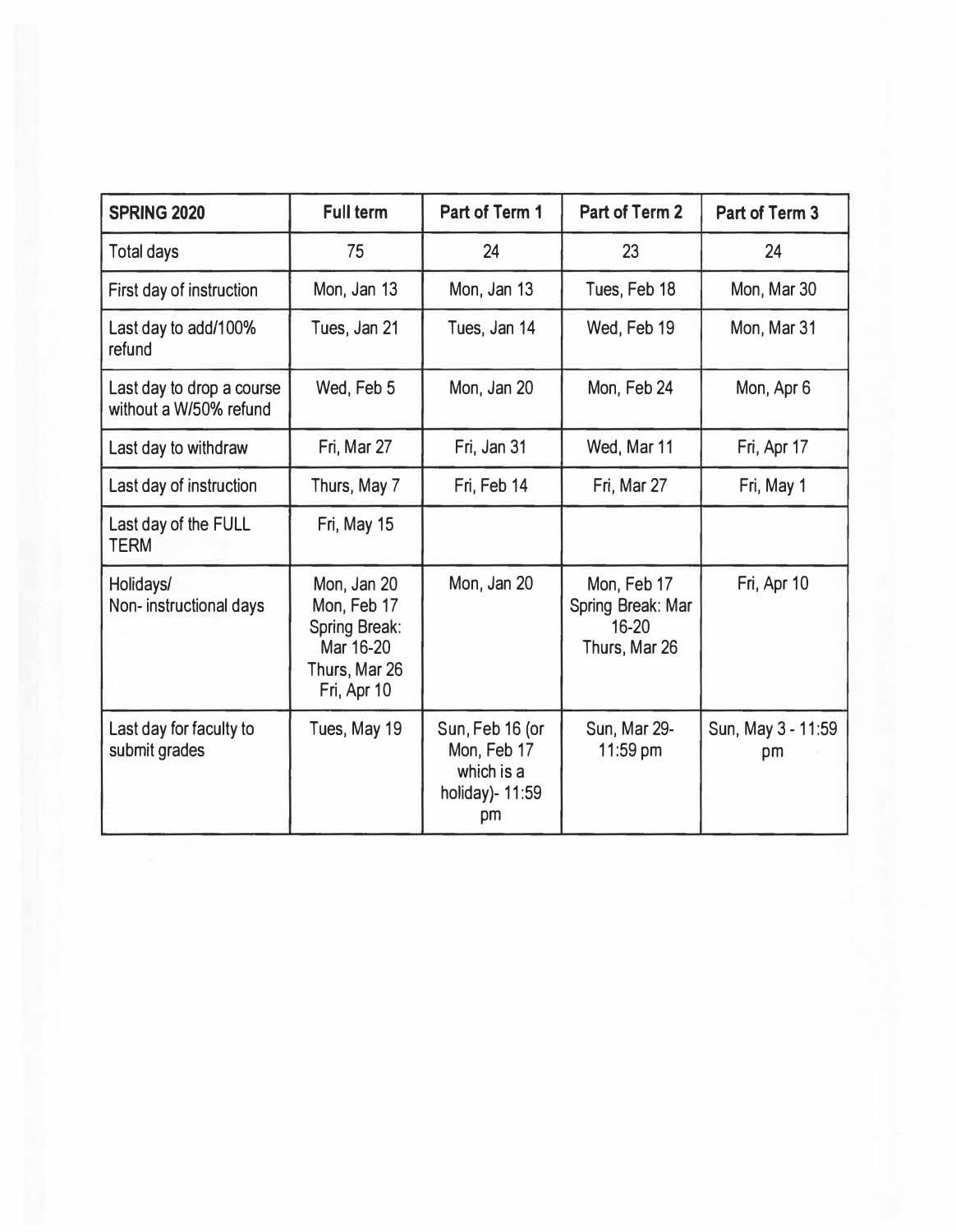| SPRING 2020 | Full term | Part of Term 1 | Part of Term 2 | Part of Term 3 |
|---|---|---|---|---|
| Total days | 75 | 24 | 23 | 24 |
| First day of instruction | Mon, Jan 13 | Mon, Jan 13 | Tues, Feb 18 | Mon, Mar 30 |
| Last day to add/100% refund | Tues, Jan 21 | Tues, Jan 14 | Wed, Feb 19 | Mon, Mar 31 |
| Last day to drop a course without a W/50% refund | Wed, Feb 5 | Mon, Jan 20 | Mon, Feb 24 | Mon, Apr 6 |
| Last day to withdraw | Fri, Mar 27 | Fri, Jan 31 | Wed, Mar 11 | Fri, Apr 17 |
| Last day of instruction | Thurs, May 7 | Fri, Feb 14 | Fri, Mar 27 | Fri, May 1 |
| Last day of the FULL TERM | Fri, May 15 | | | |
| Holidays/ Non- instructional days | Mon, Jan 20 Mon, Feb 17 Spring Break: Mar 16-20 Thurs, Mar 26 Fri, Apr 10 | Mon, Jan 20 | Mon, Feb 17 Spring Break: Mar 16-20 Thurs, Mar 26 | Fri, Apr 10 |
| Last day for faculty to submit grades | Tues, May 19 | Sun, Feb 16 (or Mon, Feb 17 which is a holiday)- 11:59 pm | Sun, Mar 29- 11:59 pm | Sun, May 3 - 11:59 pm |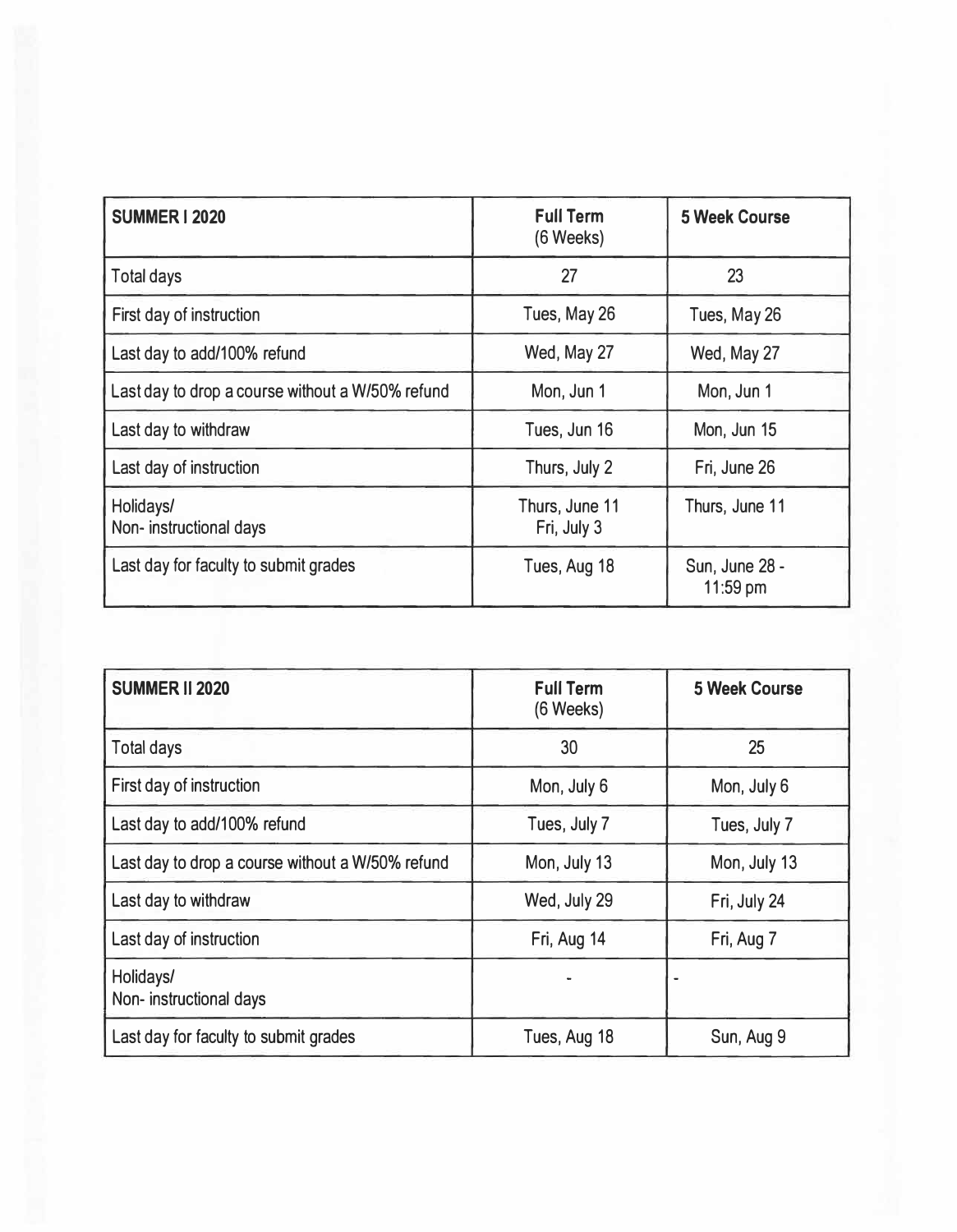| SUMMER I 2020 | Full Term (6 Weeks) | 5 Week Course |
|---|---|---|
| Total days | 27 | 23 |
| First day of instruction | Tues, May 26 | Tues, May 26 |
| Last day to add/100% refund | Wed, May 27 | Wed, May 27 |
| Last day to drop a course without a W/50% refund | Mon, Jun 1 | Mon, Jun 1 |
| Last day to withdraw | Tues, Jun 16 | Mon, Jun 15 |
| Last day of instruction | Thurs, July 2 | Fri, June 26 |
| Holidays/ Non- instructional days | Thurs, June 11 Fri, July 3 | Thurs, June 11 |
| Last day for faculty to submit grades | Tues, Aug 18 | Sun, June 28 - 11:59 pm |

| SUMMER II 2020 | Full Term (6 Weeks) | 5 Week Course |
|---|---|---|
| Total days | 30 | 25 |
| First day of instruction | Mon, July 6 | Mon, July 6 |
| Last day to add/100% refund | Tues, July 7 | Tues, July 7 |
| Last day to drop a course without a W/50% refund | Mon, July 13 | Mon, July 13 |
| Last day to withdraw | Wed, July 29 | Fri, July 24 |
| Last day of instruction | Fri, Aug 14 | Fri, Aug 7 |
| Holidays/ Non- instructional days | - | - |
| Last day for faculty to submit grades | Tues, Aug 18 | Sun, Aug 9 |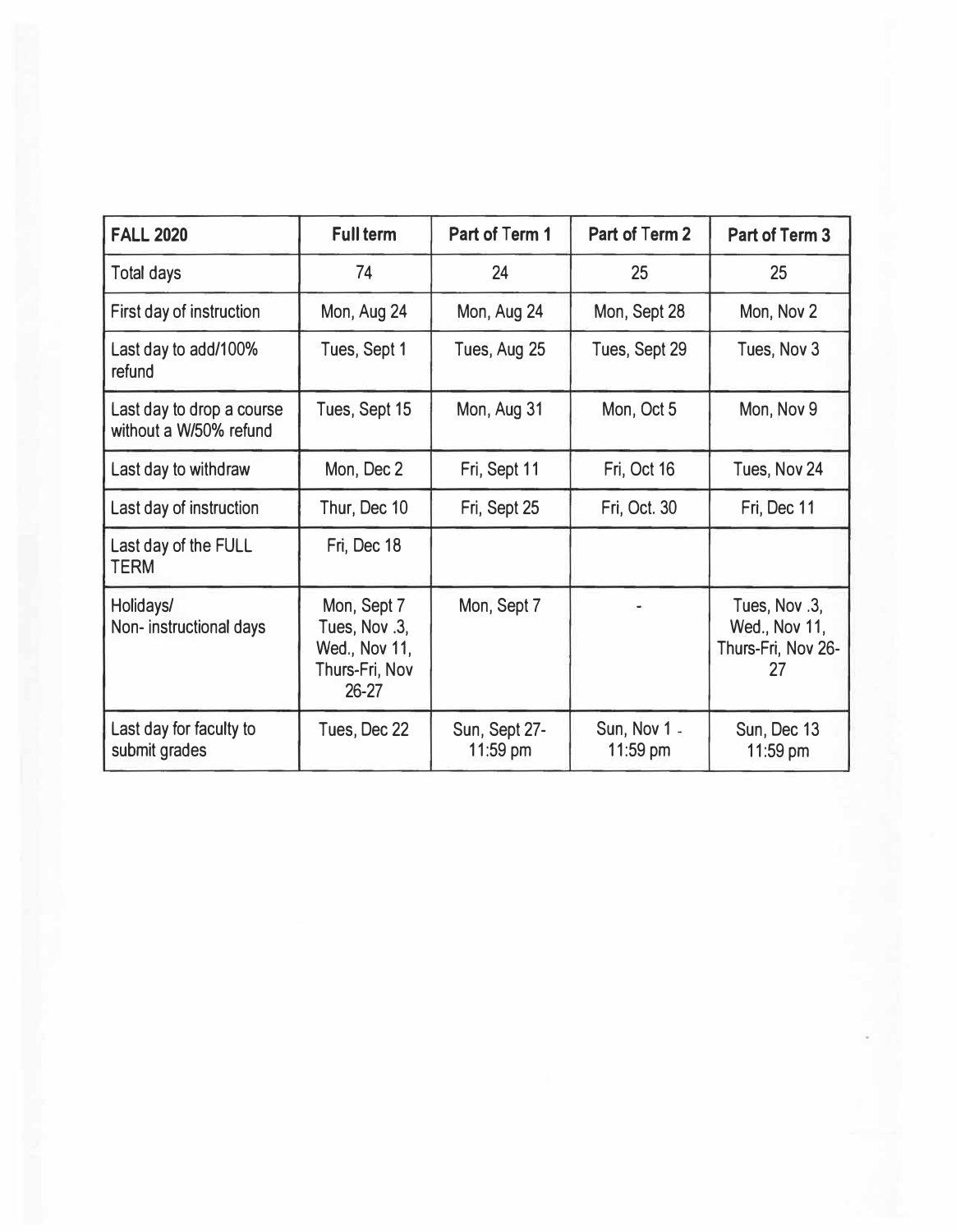| FALL 2020 | Full term | Part of Term 1 | Part of Term 2 | Part of Term 3 |
|---|---|---|---|---|
| Total days | 74 | 24 | 25 | 25 |
| First day of instruction | Mon, Aug 24 | Mon, Aug 24 | Mon, Sept 28 | Mon, Nov 2 |
| Last day to add/100% refund | Tues, Sept 1 | Tues, Aug 25 | Tues, Sept 29 | Tues, Nov 3 |
| Last day to drop a course without a W/50% refund | Tues, Sept 15 | Mon, Aug 31 | Mon, Oct 5 | Mon, Nov 9 |
| Last day to withdraw | Mon, Dec 2 | Fri, Sept 11 | Fri, Oct 16 | Tues, Nov 24 |
| Last day of instruction | Thur, Dec 10 | Fri, Sept 25 | Fri, Oct. 30 | Fri, Dec 11 |
| Last day of the FULL TERM | Fri, Dec 18 | | | |
| Holidays/ Non- instructional days | Mon, Sept 7 Tues, Nov .3, Wed., Nov 11, Thurs-Fri, Nov 26-27 | Mon, Sept 7 | - | Tues, Nov .3, Wed., Nov 11, Thurs-Fri, Nov 26-27 |
| Last day for faculty to submit grades | Tues, Dec 22 | Sun, Sept 27- 11:59 pm | Sun, Nov 1 - 11:59 pm | Sun, Dec 13 11:59 pm |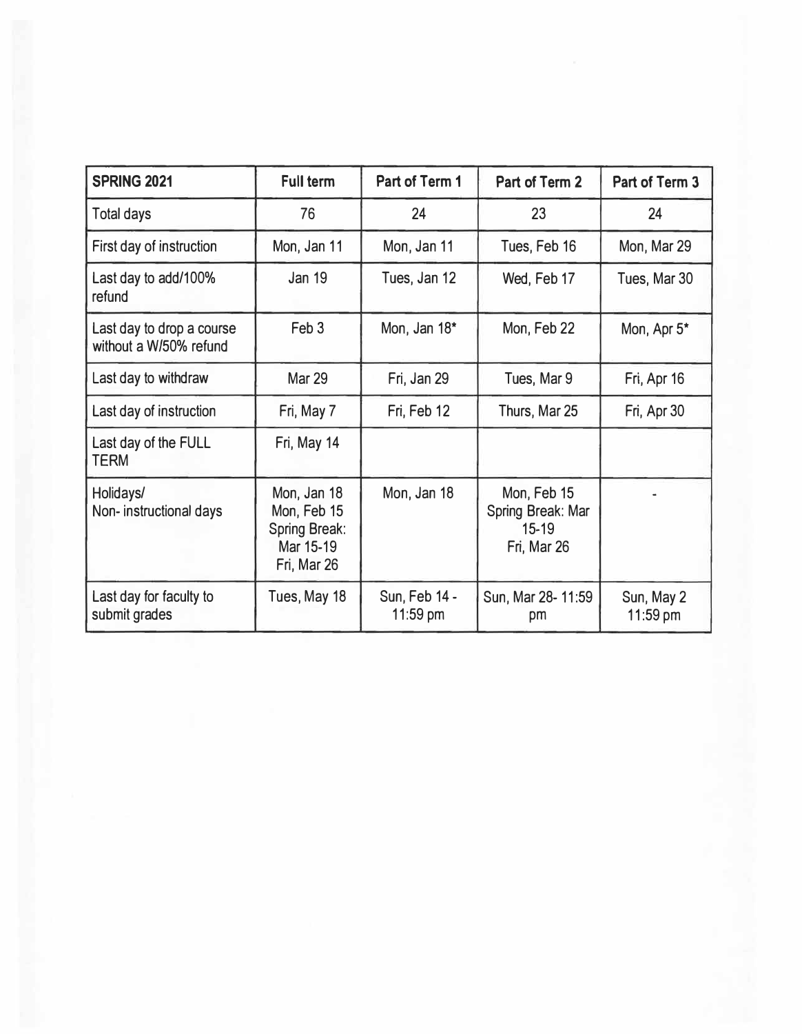| **SPRING 2021** | **Full term** | **Part of Term 1** | **Part of Term 2** | **Part of Term 3** |
|---|---|---|---|---|
| Total days | 76 | 24 | 23 | 24 |
| First day of instruction | Mon, Jan 11 | Mon, Jan 11 | Tues, Feb 16 | Mon, Mar 29 |
| Last day to add/100% refund | Jan 19 | Tues, Jan 12 | Wed, Feb 17 | Tues, Mar 30 |
| Last day to drop a course without a W/50% refund | Feb 3 | Mon, Jan 18* | Mon, Feb 22 | Mon, Apr 5* |
| Last day to withdraw | Mar 29 | Fri, Jan 29 | Tues, Mar 9 | Fri, Apr 16 |
| Last day of instruction | Fri, May 7 | Fri, Feb 12 | Thurs, Mar 25 | Fri, Apr 30 |
| Last day of the FULL TERM | Fri, May 14 | | | |
| Holidays/ Non- instructional days | Mon, Jan 18<br>Mon, Feb 15<br>Spring Break: Mar 15-19<br>Fri, Mar 26 | Mon, Jan 18 | Mon, Feb 15<br>Spring Break: Mar 15-19<br>Fri, Mar 26 | - |
| Last day for faculty to submit grades | Tues, May 18 | Sun, Feb 14 - 11:59 pm | Sun, Mar 28- 11:59 pm | Sun, May 2 11:59 pm |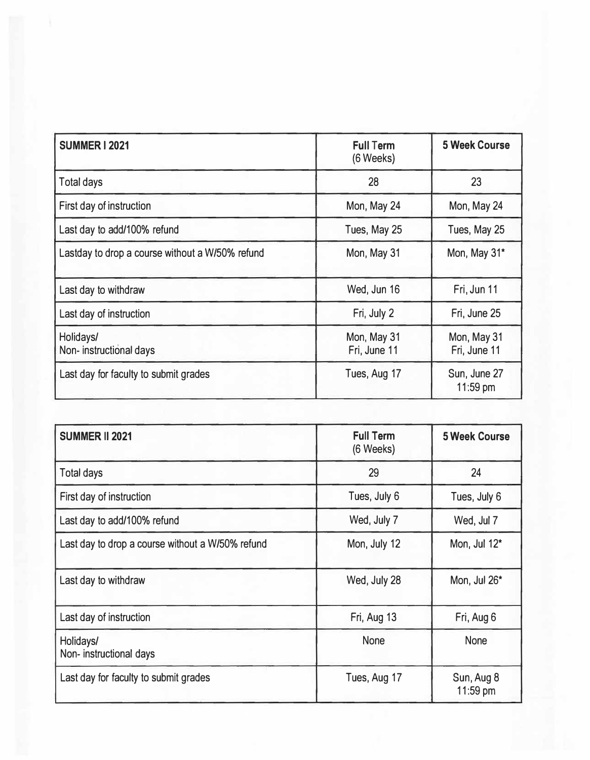| **SUMMER I 2021** | **Full Term** (6 Weeks) | **5 Week Course** |
|---|---|---|
| Total days | 28 | 23 |
| First day of instruction | Mon, May 24 | Mon, May 24 |
| Last day to add/100% refund | Tues, May 25 | Tues, May 25 |
| Lastday to drop a course without a W/50% refund | Mon, May 31 | Mon, May 31* |
| Last day to withdraw | Wed, Jun 16 | Fri, Jun 11 |
| Last day of instruction | Fri, July 2 | Fri, June 25 |
| Holidays/ Non- instructional days | Mon, May 31 Fri, June 11 | Mon, May 31 Fri, June 11 |
| Last day for faculty to submit grades | Tues, Aug 17 | Sun, June 27 11:59 pm |

| **SUMMER II 2021** | **Full Term** (6 Weeks) | **5 Week Course** |
|---|---|---|
| Total days | 29 | 24 |
| First day of instruction | Tues, July 6 | Tues, July 6 |
| Last day to add/100% refund | Wed, July 7 | Wed, Jul 7 |
| Last day to drop a course without a W/50% refund | Mon, July 12 | Mon, Jul 12* |
| Last day to withdraw | Wed, July 28 | Mon, Jul 26* |
| Last day of instruction | Fri, Aug 13 | Fri, Aug 6 |
| Holidays/ Non- instructional days | None | None |
| Last day for faculty to submit grades | Tues, Aug 17 | Sun, Aug 8 11:59 pm |